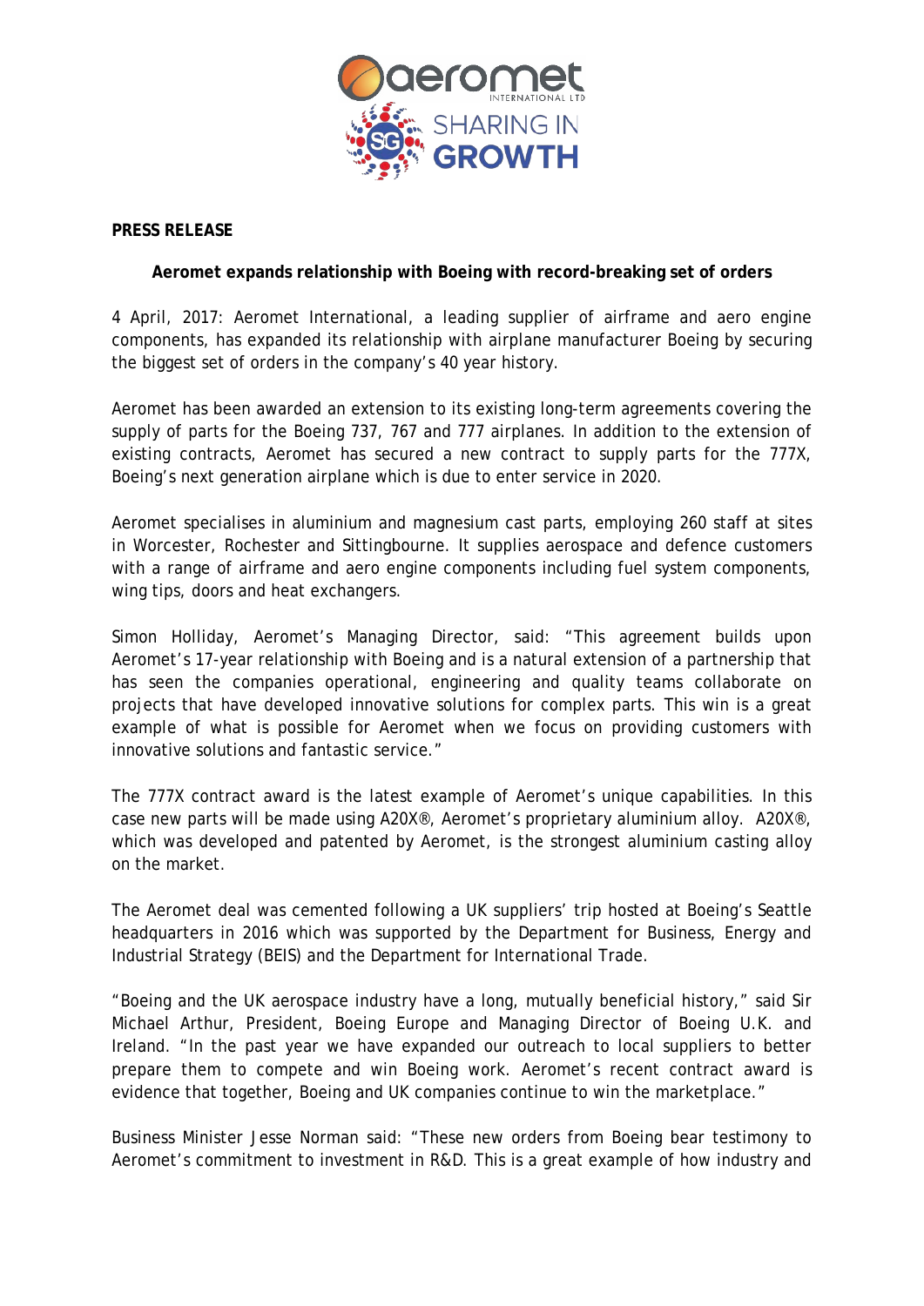**PRESS RELEASE**

**Aeromet expands relationship with Boeing with record-breaking set of orders**

4 April, 2017: Aeromet International, a leading supplier of airframe and aero engine components, has expanded its relationship with airplane manufacturer Boeing by securing the biggest set of orders in the company's 40 year history.

Aeromet has been awarded an extension to its existing long-term agreements covering the supply of parts for the Boeing 737, 767 and 777 airplanes. In addition to the extension of existing contracts, Aeromet has secured a new contract to supply parts for the 777X, Boeing's next generation airplane which is due to enter service in 2020.

Aeromet specialises in aluminium and magnesium cast parts, employing 260 staff at sites in Worcester, Rochester and Sittingbourne. It supplies aerospace and defence customers with a range of airframe and aero engine components including fuel system components, wing tips, doors and heat exchangers.

Simon Holliday, Aeromet's Managing Director, said: "This agreement builds upon Aeromet's 17-year relationship with Boeing and is a natural extension of a partnership that has seen the companies operational, engineering and quality teams collaborate on projects that have developed innovative solutions for complex parts. This win is a great example of what is possible for Aeromet when we focus on providing customers with innovative solutions and fantastic service."

The 777X contract award is the latest example of Aeromet's unique capabilities. In this case new parts will be made using A20X®, Aeromet's proprietary aluminium alloy. A20X®, which was developed and patented by Aeromet, is the strongest aluminium casting alloy on the market.

The Aeromet deal was cemented following a UK suppliers' trip hosted at Boeing's Seattle headquarters in 2016 which was supported by the Department for Business, Energy and Industrial Strategy (BEIS) and the Department for International Trade.

"Boeing and the UK aerospace industry have a long, mutually beneficial history," said Sir Michael Arthur, President, Boeing Europe and Managing Director of Boeing U.K. and Ireland. "In the past year we have expanded our outreach to local suppliers to better prepare them to compete and win Boeing work. Aeromet's recent contract award is evidence that together, Boeing and UK companies continue to win the marketplace."

Business Minister Jesse Norman said: "These new orders from Boeing bear testimony to Aeromet's commitment to investment in R&D. This is a great example of how industry and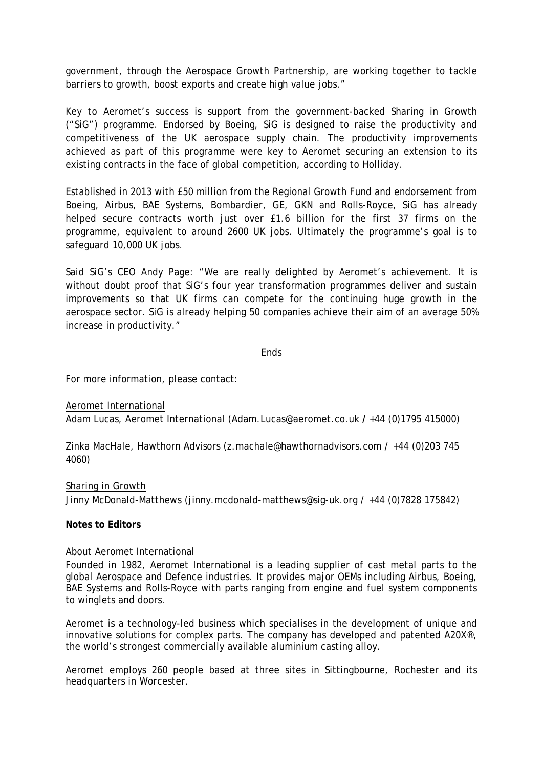government, through the Aerospace Growth Partnership, are working together to tackle barriers to growth, boost exports and create high value jobs."

Key to Aeromet's success is support from the government-backed Sharing in Growth ("SiG") programme. Endorsed by Boeing, SiG is designed to raise the productivity and competitiveness of the UK aerospace supply chain. The productivity improvements achieved as part of this programme were key to Aeromet securing an extension to its existing contracts in the face of global competition, according to Holliday.

Established in 2013 with £50 million from the Regional Growth Fund and endorsement from Boeing, Airbus, BAE Systems, Bombardier, GE, GKN and Rolls-Royce, SiG has already helped secure contracts worth just over £1.6 billion for the first 37 firms on the programme, equivalent to around 2600 UK jobs. Ultimately the programme's goal is to safeguard 10,000 UK jobs.

Said SiG's CEO Andy Page: "We are really delighted by Aeromet's achievement. It is without doubt proof that SiG's four year transformation programmes deliver and sustain improvements so that UK firms can compete for the continuing huge growth in the aerospace sector. SiG is already helping 50 companies achieve their aim of an average 50% increase in productivity."

Ends

For more information, please contact:

Aeromet International
Adam Lucas, Aeromet International (Adam.Lucas@aeromet.co.uk / +44 (0)1795 415000)

Zinka MacHale, Hawthorn Advisors (z.machale@hawthornadvisors.com / +44 (0)203 745 4060)

Sharing in Growth
Jinny McDonald-Matthews (jinny.mcdonald-matthews@sig-uk.org / +44 (0)7828 175842)

**Notes to Editors**

About Aeromet International
Founded in 1982, Aeromet International is a leading supplier of cast metal parts to the global Aerospace and Defence industries. It provides major OEMs including Airbus, Boeing, BAE Systems and Rolls-Royce with parts ranging from engine and fuel system components to winglets and doors.

Aeromet is a technology-led business which specialises in the development of unique and innovative solutions for complex parts. The company has developed and patented A20X®, the world's strongest commercially available aluminium casting alloy.

Aeromet employs 260 people based at three sites in Sittingbourne, Rochester and its headquarters in Worcester.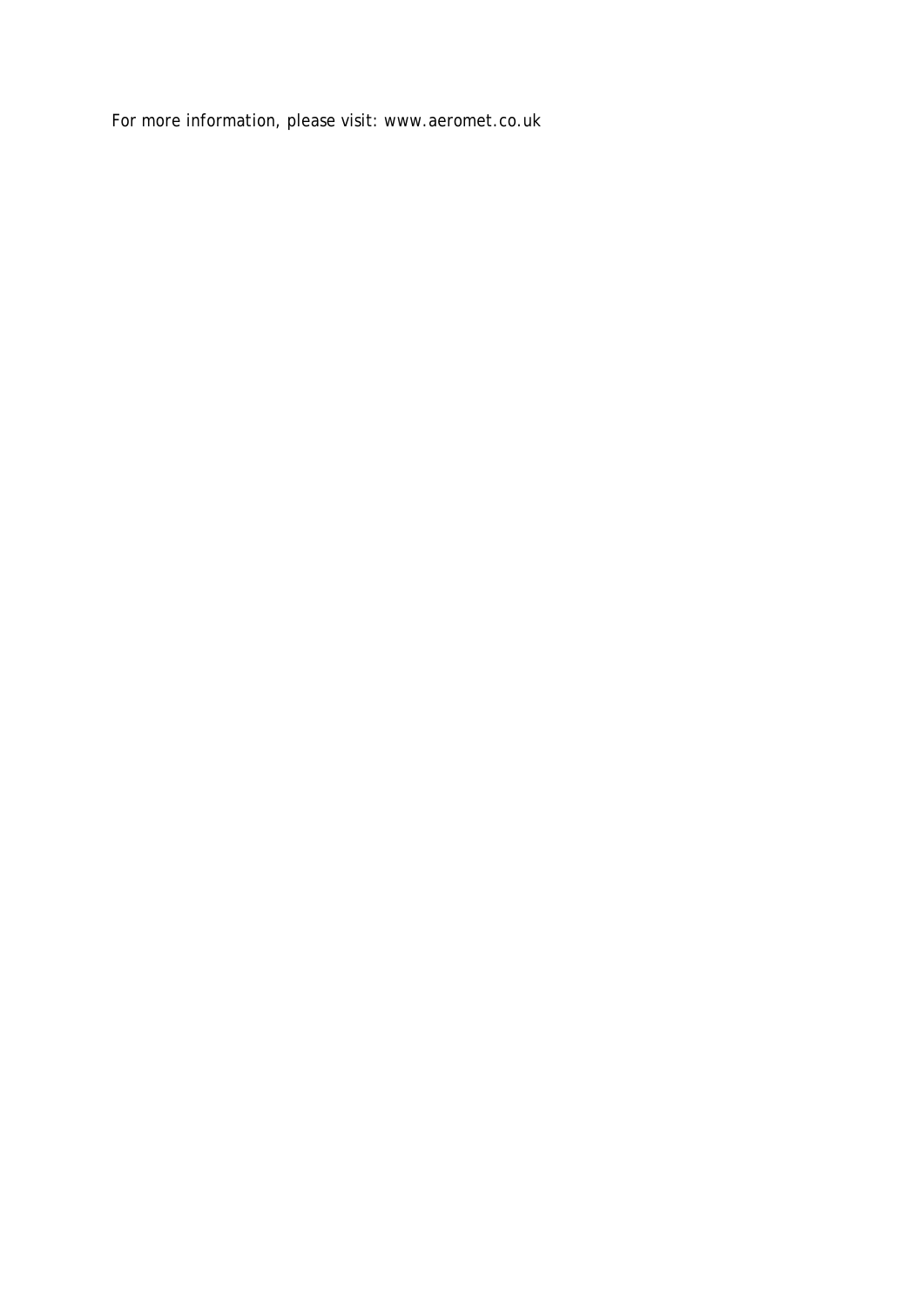For more information, please visit: www.aeromet.co.uk